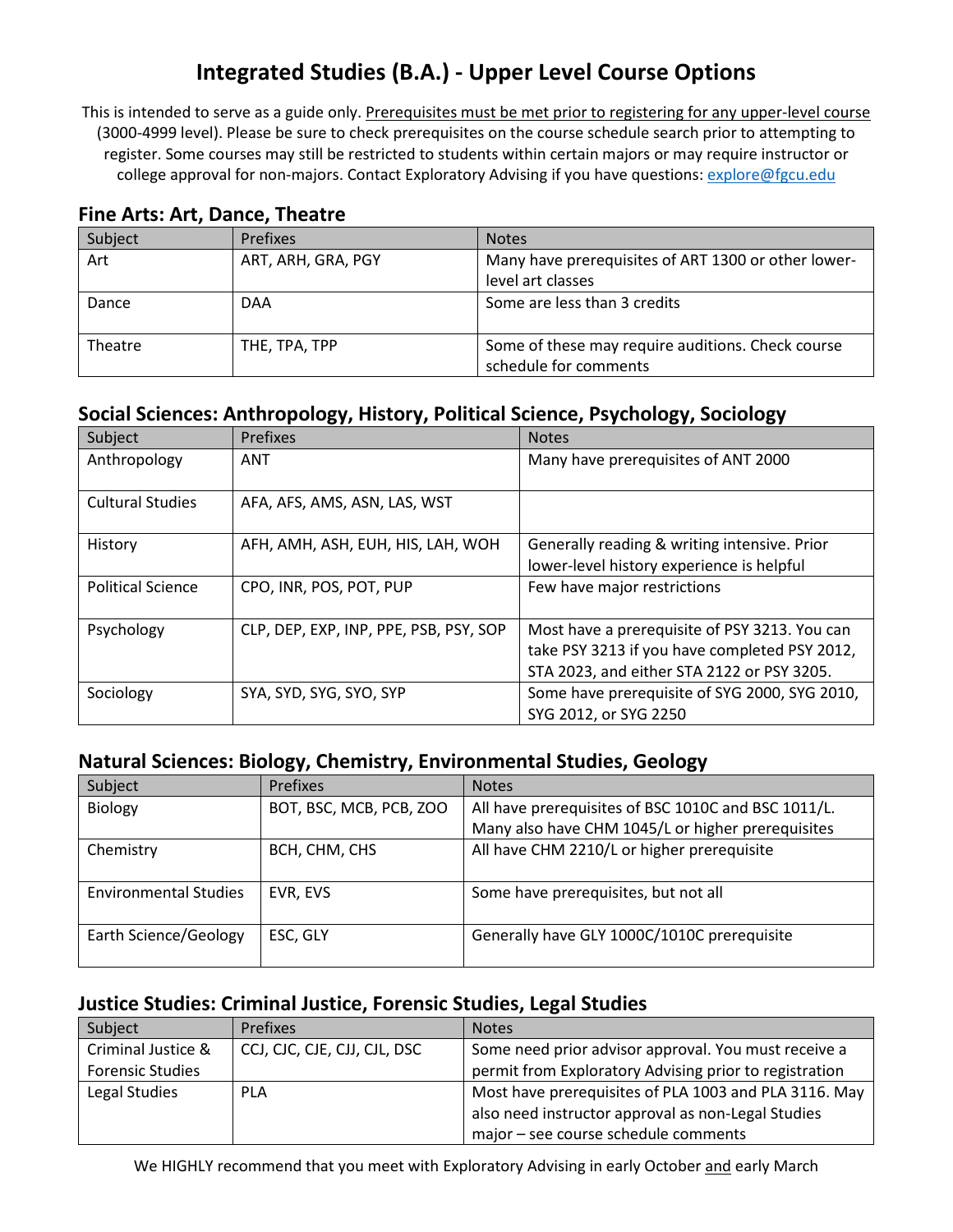# Integrated Studies (B.A.) - Upper Level Course Options

This is intended to serve as a guide only. Prerequisites must be met prior to registering for any upper-level course (3000-4999 level). Please be sure to check prerequisites on the course schedule search prior to attempting to register. Some courses may still be restricted to students within certain majors or may require instructor or college approval for non-majors. Contact Exploratory Advising if you have questions: explore@fgcu.edu

## Fine Arts: Art, Dance, Theatre

| Subject | Prefixes | Notes |
| --- | --- | --- |
| Art | ART, ARH, GRA, PGY | Many have prerequisites of ART 1300 or other lower-level art classes |
| Dance | DAA | Some are less than 3 credits |
| Theatre | THE, TPA, TPP | Some of these may require auditions. Check course schedule for comments |

## Social Sciences: Anthropology, History, Political Science, Psychology, Sociology

| Subject | Prefixes | Notes |
| --- | --- | --- |
| Anthropology | ANT | Many have prerequisites of ANT 2000 |
| Cultural Studies | AFA, AFS, AMS, ASN, LAS, WST | |
| History | AFH, AMH, ASH, EUH, HIS, LAH, WOH | Generally reading & writing intensive. Prior lower-level history experience is helpful |
| Political Science | CPO, INR, POS, POT, PUP | Few have major restrictions |
| Psychology | CLP, DEP, EXP, INP, PPE, PSB, PSY, SOP | Most have a prerequisite of PSY 3213. You can take PSY 3213 if you have completed PSY 2012, STA 2023, and either STA 2122 or PSY 3205. |
| Sociology | SYA, SYD, SYG, SYO, SYP | Some have prerequisite of SYG 2000, SYG 2010, SYG 2012, or SYG 2250 |

## Natural Sciences: Biology, Chemistry, Environmental Studies, Geology

| Subject | Prefixes | Notes |
| --- | --- | --- |
| Biology | BOT, BSC, MCB, PCB, ZOO | All have prerequisites of BSC 1010C and BSC 1011/L. Many also have CHM 1045/L or higher prerequisites |
| Chemistry | BCH, CHM, CHS | All have CHM 2210/L or higher prerequisite |
| Environmental Studies | EVR, EVS | Some have prerequisites, but not all |
| Earth Science/Geology | ESC, GLY | Generally have GLY 1000C/1010C prerequisite |

## Justice Studies: Criminal Justice, Forensic Studies, Legal Studies

| Subject | Prefixes | Notes |
| --- | --- | --- |
| Criminal Justice & Forensic Studies | CCJ, CJC, CJE, CJJ, CJL, DSC | Some need prior advisor approval. You must receive a permit from Exploratory Advising prior to registration |
| Legal Studies | PLA | Most have prerequisites of PLA 1003 and PLA 3116. May also need instructor approval as non-Legal Studies major – see course schedule comments |

We HIGHLY recommend that you meet with Exploratory Advising in early October and early March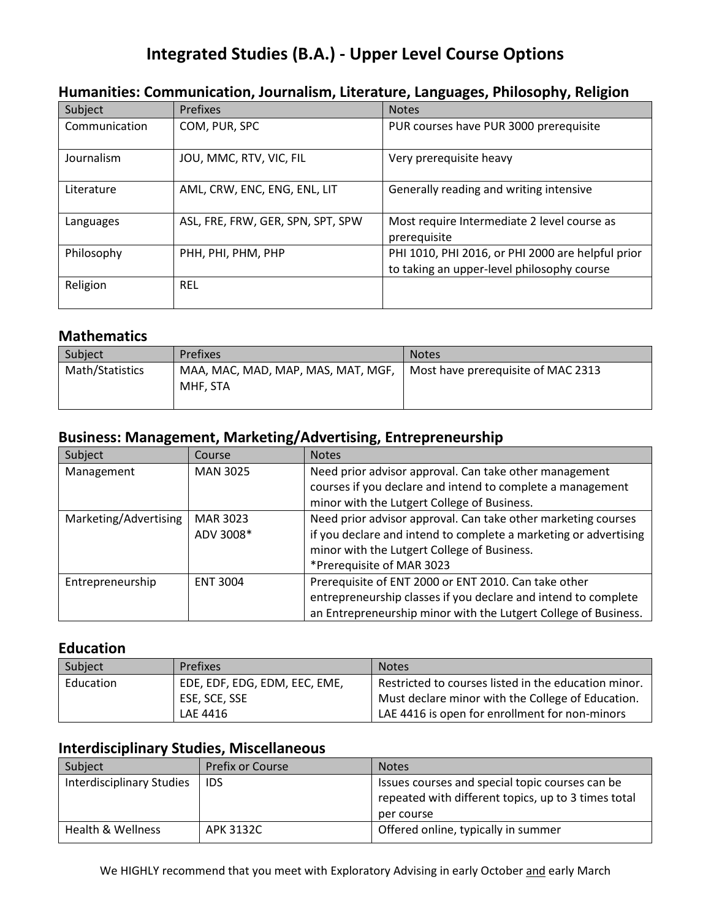# Integrated Studies (B.A.) - Upper Level Course Options

## Humanities: Communication, Journalism, Literature, Languages, Philosophy, Religion

| Subject | Prefixes | Notes |
|---|---|---|
| Communication | COM, PUR, SPC | PUR courses have PUR 3000 prerequisite |
| Journalism | JOU, MMC, RTV, VIC, FIL | Very prerequisite heavy |
| Literature | AML, CRW, ENC, ENG, ENL, LIT | Generally reading and writing intensive |
| Languages | ASL, FRE, FRW, GER, SPN, SPT, SPW | Most require Intermediate 2 level course as prerequisite |
| Philosophy | PHH, PHI, PHM, PHP | PHI 1010, PHI 2016, or PHI 2000 are helpful prior to taking an upper-level philosophy course |
| Religion | REL | |

## Mathematics

| Subject | Prefixes | Notes |
|---|---|---|
| Math/Statistics | MAA, MAC, MAD, MAP, MAS, MAT, MGF, MHF, STA | Most have prerequisite of MAC 2313 |

## Business: Management, Marketing/Advertising, Entrepreneurship

| Subject | Course | Notes |
|---|---|---|
| Management | MAN 3025 | Need prior advisor approval. Can take other management courses if you declare and intend to complete a management minor with the Lutgert College of Business. |
| Marketing/Advertising | MAR 3023<br>ADV 3008* | Need prior advisor approval. Can take other marketing courses if you declare and intend to complete a marketing or advertising minor with the Lutgert College of Business.<br>*Prerequisite of MAR 3023 |
| Entrepreneurship | ENT 3004 | Prerequisite of ENT 2000 or ENT 2010. Can take other entrepreneurship classes if you declare and intend to complete an Entrepreneurship minor with the Lutgert College of Business. |

## Education

| Subject | Prefixes | Notes |
|---|---|---|
| Education | EDE, EDF, EDG, EDM, EEC, EME, ESE, SCE, SSE<br>LAE 4416 | Restricted to courses listed in the education minor. Must declare minor with the College of Education.<br>LAE 4416 is open for enrollment for non-minors |

## Interdisciplinary Studies, Miscellaneous

| Subject | Prefix or Course | Notes |
|---|---|---|
| Interdisciplinary Studies | IDS | Issues courses and special topic courses can be repeated with different topics, up to 3 times total per course |
| Health & Wellness | APK 3132C | Offered online, typically in summer |

We HIGHLY recommend that you meet with Exploratory Advising in early October <u>and</u> early March